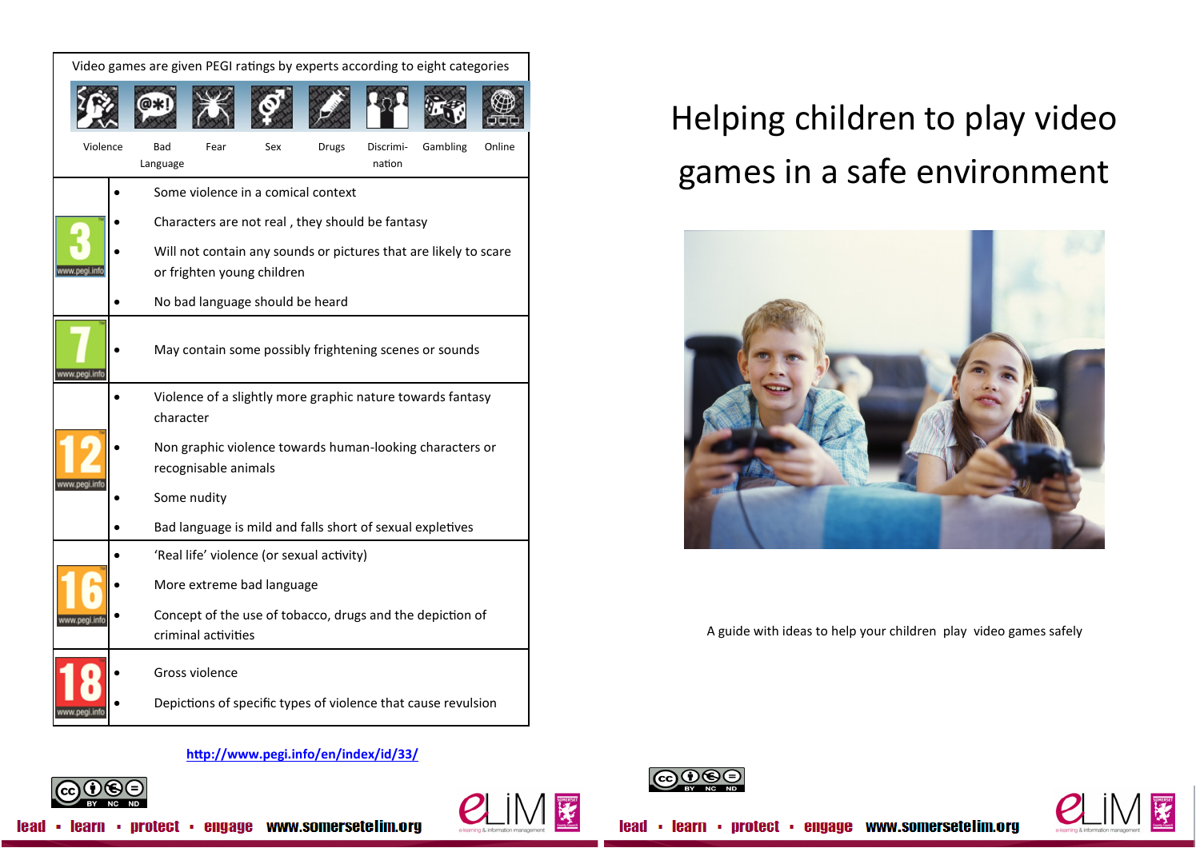Video games are given PEGI ratings by experts according to eight categories

Violence | Bad Language | Fear | Sex | Drugs | Discrimination | Gambling | Online

| Rating | Content |
|---|---|
| 3 | • Some violence in a comical context<br>• Characters are not real , they should be fantasy<br>• Will not contain any sounds or pictures that are likely to scare or frighten young children<br>• No bad language should be heard |
| 7 | • May contain some possibly frightening scenes or sounds |
| 12 | • Violence of a slightly more graphic nature towards fantasy character<br>• Non graphic violence towards human-looking characters or recognisable animals<br>• Some nudity<br>• Bad language is mild and falls short of sexual expletives |
| 16 | • 'Real life' violence (or sexual activity)<br>• More extreme bad language<br>• Concept of the use of tobacco, drugs and the depiction of criminal activities |
| 18 | • Gross violence<br>• Depictions of specific types of violence that cause revulsion |

http://www.pegi.info/en/index/id/33/

lead ▪ learn ▪ protect ▪ engage www.somersetelim.org

# Helping children to play video games in a safe environment

A guide with ideas to help your children play video games safely

lead ▪ learn ▪ protect ▪ engage www.somersetelim.org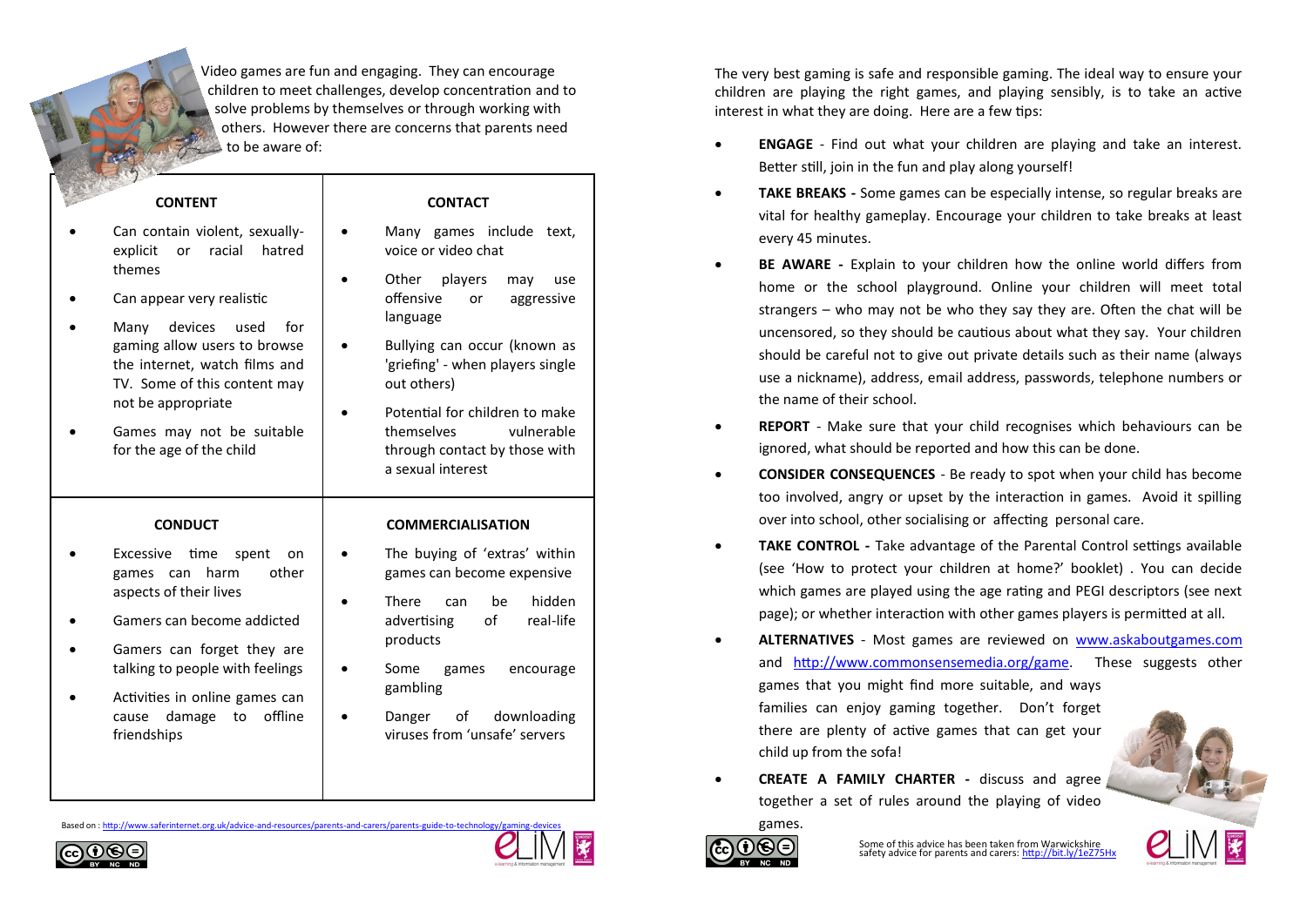Video games are fun and engaging. They can encourage children to meet challenges, develop concentration and to solve problems by themselves or through working with others. However there are concerns that parents need to be aware of:

| CONTENT | CONTACT |
|---|---|
| • Can contain violent, sexually-explicit or racial hatred themes<br>• Can appear very realistic<br>• Many devices used for gaming allow users to browse the internet, watch films and TV. Some of this content may not be appropriate<br>• Games may not be suitable for the age of the child | • Many games include text, voice or video chat<br>• Other players may use offensive or aggressive language<br>• Bullying can occur (known as 'griefing' - when players single out others)<br>• Potential for children to make themselves vulnerable through contact by those with a sexual interest |
| **CONDUCT** | **COMMERCIALISATION** |
| • Excessive time spent on games can harm other aspects of their lives<br>• Gamers can become addicted<br>• Gamers can forget they are talking to people with feelings<br>• Activities in online games can cause damage to offline friendships | • The buying of 'extras' within games can become expensive<br>• There can be hidden advertising of real-life products<br>• Some games encourage gambling<br>• Danger of downloading viruses from 'unsafe' servers |

Based on : http://www.saferinternet.org.uk/advice-and-resources/parents-and-carers/parents-guide-to-technology/gaming-devices

The very best gaming is safe and responsible gaming. The ideal way to ensure your children are playing the right games, and playing sensibly, is to take an active interest in what they are doing. Here are a few tips:

- **ENGAGE** - Find out what your children are playing and take an interest. Better still, join in the fun and play along yourself!
- **TAKE BREAKS -** Some games can be especially intense, so regular breaks are vital for healthy gameplay. Encourage your children to take breaks at least every 45 minutes.
- **BE AWARE -** Explain to your children how the online world differs from home or the school playground. Online your children will meet total strangers – who may not be who they say they are. Often the chat will be uncensored, so they should be cautious about what they say. Your children should be careful not to give out private details such as their name (always use a nickname), address, email address, passwords, telephone numbers or the name of their school.
- **REPORT** - Make sure that your child recognises which behaviours can be ignored, what should be reported and how this can be done.
- **CONSIDER CONSEQUENCES** - Be ready to spot when your child has become too involved, angry or upset by the interaction in games. Avoid it spilling over into school, other socialising or affecting personal care.
- **TAKE CONTROL -** Take advantage of the Parental Control settings available (see 'How to protect your children at home?' booklet) . You can decide which games are played using the age rating and PEGI descriptors (see next page); or whether interaction with other games players is permitted at all.
- **ALTERNATIVES** - Most games are reviewed on www.askaboutgames.com and http://www.commonsensemedia.org/game. These suggests other games that you might find more suitable, and ways families can enjoy gaming together. Don't forget there are plenty of active games that can get your child up from the sofa!
- **CREATE A FAMILY CHARTER -** discuss and agree together a set of rules around the playing of video games.

Some of this advice has been taken from Warwickshire safety advice for parents and carers: http://bit.ly/1eZ75Hx